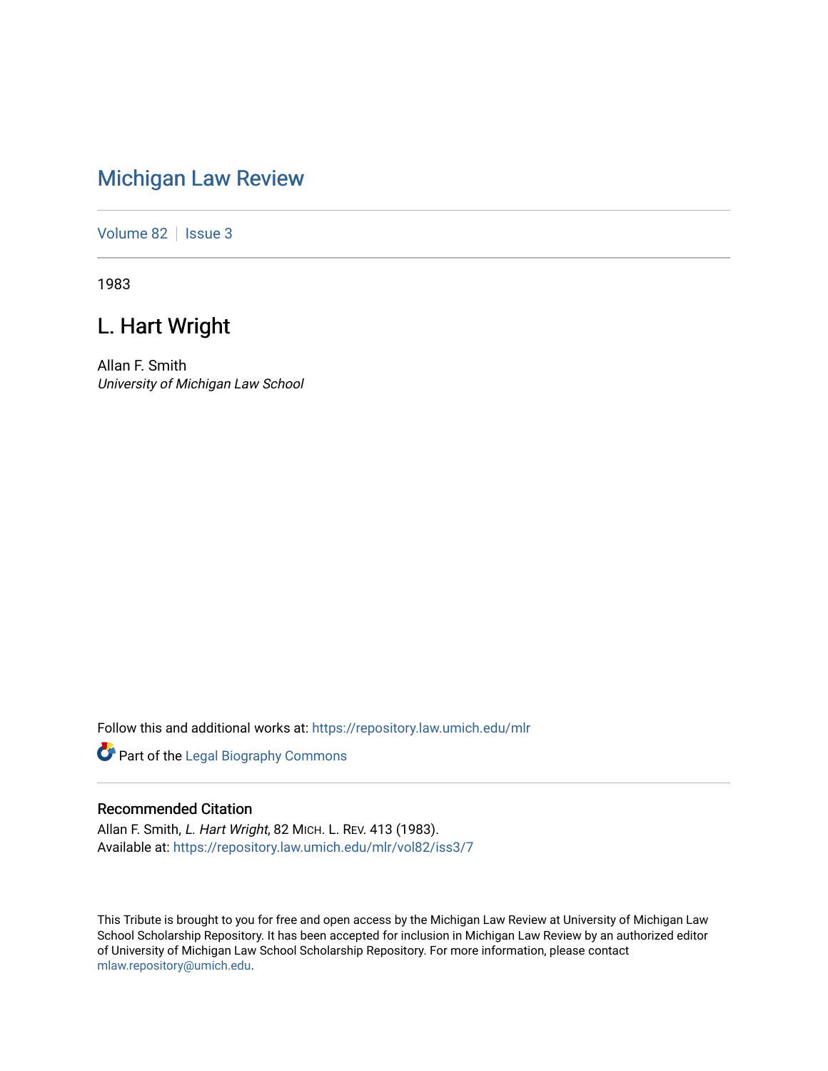# Michigan Law Review

Volume 82 | Issue 3

1983

## L. Hart Wright

Allan F. Smith
*University of Michigan Law School*

Follow this and additional works at: https://repository.law.umich.edu/mlr

Part of the Legal Biography Commons

### Recommended Citation

Allan F. Smith, *L. Hart Wright*, 82 MICH. L. REV. 413 (1983).
Available at: https://repository.law.umich.edu/mlr/vol82/iss3/7

This Tribute is brought to you for free and open access by the Michigan Law Review at University of Michigan Law School Scholarship Repository. It has been accepted for inclusion in Michigan Law Review by an authorized editor of University of Michigan Law School Scholarship Repository. For more information, please contact mlaw.repository@umich.edu.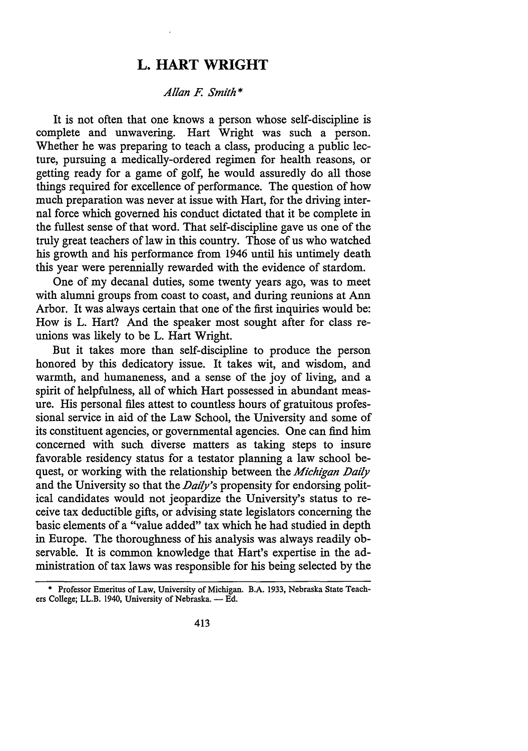# L. HART WRIGHT

*Allan F. Smith**

It is not often that one knows a person whose self-discipline is complete and unwavering. Hart Wright was such a person. Whether he was preparing to teach a class, producing a public lecture, pursuing a medically-ordered regimen for health reasons, or getting ready for a game of golf, he would assuredly do all those things required for excellence of performance. The question of how much preparation was never at issue with Hart, for the driving internal force which governed his conduct dictated that it be complete in the fullest sense of that word. That self-discipline gave us one of the truly great teachers of law in this country. Those of us who watched his growth and his performance from 1946 until his untimely death this year were perennially rewarded with the evidence of stardom.

One of my decanal duties, some twenty years ago, was to meet with alumni groups from coast to coast, and during reunions at Ann Arbor. It was always certain that one of the first inquiries would be: How is L. Hart? And the speaker most sought after for class reunions was likely to be L. Hart Wright.

But it takes more than self-discipline to produce the person honored by this dedicatory issue. It takes wit, and wisdom, and warmth, and humaneness, and a sense of the joy of living, and a spirit of helpfulness, all of which Hart possessed in abundant measure. His personal files attest to countless hours of gratuitous professional service in aid of the Law School, the University and some of its constituent agencies, or governmental agencies. One can find him concerned with such diverse matters as taking steps to insure favorable residency status for a testator planning a law school bequest, or working with the relationship between the *Michigan Daily* and the University so that the *Daily's* propensity for endorsing political candidates would not jeopardize the University's status to receive tax deductible gifts, or advising state legislators concerning the basic elements of a "value added" tax which he had studied in depth in Europe. The thoroughness of his analysis was always readily observable. It is common knowledge that Hart's expertise in the administration of tax laws was responsible for his being selected by the

* Professor Emeritus of Law, University of Michigan. B.A. 1933, Nebraska State Teachers College; LL.B. 1940, University of Nebraska. — Ed.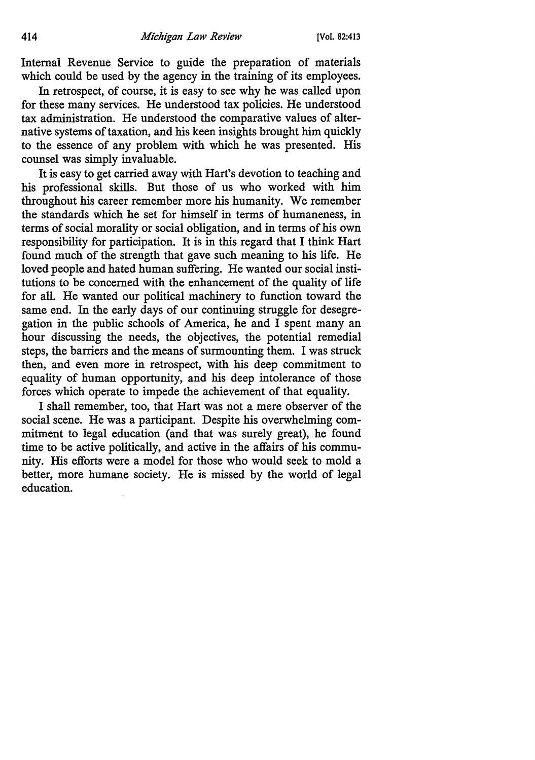Internal Revenue Service to guide the preparation of materials which could be used by the agency in the training of its employees.

In retrospect, of course, it is easy to see why he was called upon for these many services. He understood tax policies. He understood tax administration. He understood the comparative values of alternative systems of taxation, and his keen insights brought him quickly to the essence of any problem with which he was presented. His counsel was simply invaluable.

It is easy to get carried away with Hart's devotion to teaching and his professional skills. But those of us who worked with him throughout his career remember more his humanity. We remember the standards which he set for himself in terms of humaneness, in terms of social morality or social obligation, and in terms of his own responsibility for participation. It is in this regard that I think Hart found much of the strength that gave such meaning to his life. He loved people and hated human suffering. He wanted our social institutions to be concerned with the enhancement of the quality of life for all. He wanted our political machinery to function toward the same end. In the early days of our continuing struggle for desegregation in the public schools of America, he and I spent many an hour discussing the needs, the objectives, the potential remedial steps, the barriers and the means of surmounting them. I was struck then, and even more in retrospect, with his deep commitment to equality of human opportunity, and his deep intolerance of those forces which operate to impede the achievement of that equality.

I shall remember, too, that Hart was not a mere observer of the social scene. He was a participant. Despite his overwhelming commitment to legal education (and that was surely great), he found time to be active politically, and active in the affairs of his community. His efforts were a model for those who would seek to mold a better, more humane society. He is missed by the world of legal education.